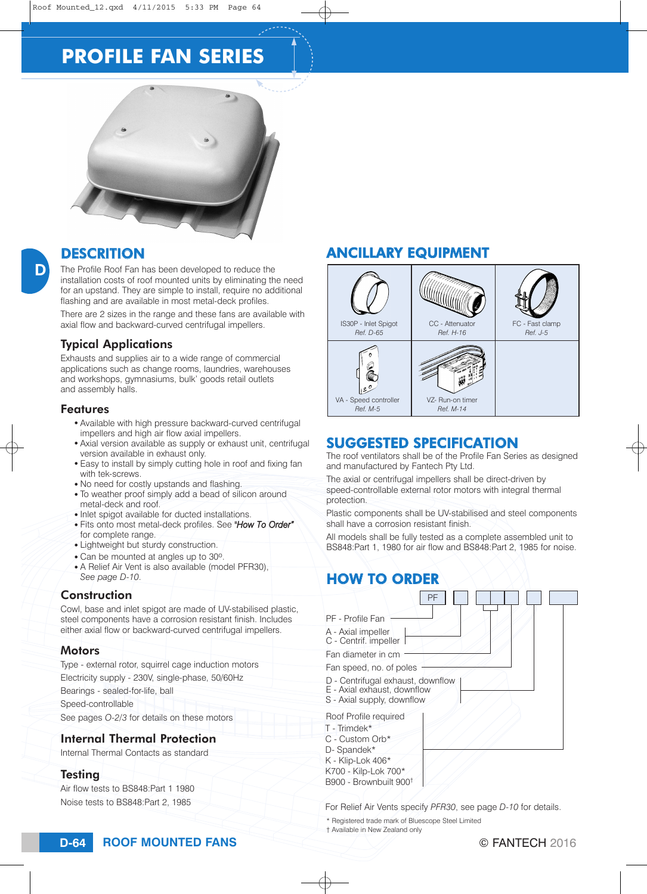# PROFILE FAN SERIES

## DESCRITION

The Profile Roof Fan has been developed to reduce the installation costs of roof mounted units by eliminating the need for an upstand. They are simple to install, require no additional flashing and are available in most metal-deck profiles.

There are 2 sizes in the range and these fans are available with axial flow and backward-curved centrifugal impellers.

### Typical Applications

Exhausts and supplies air to a wide range of commercial applications such as change rooms, laundries, warehouses and workshops, gymnasiums, bulk' goods retail outlets and assembly halls.

### Features

- Available with high pressure backward-curved centrifugal impellers and high air flow axial impellers.
- Axial version available as supply or exhaust unit, centrifugal version available in exhaust only.
- Easy to install by simply cutting hole in roof and fixing fan with tek-screws.
- No need for costly upstands and flashing.
- To weather proof simply add a bead of silicon around metal-deck and roof.
- Inlet spigot available for ducted installations.
- Fits onto most metal-deck profiles. See *"How To Order"* for complete range.
- Lightweight but sturdy construction.
- Can be mounted at angles up to 30º.
- A Relief Air Vent is also available (model PFR30), *See page D-10*.

### Construction

Cowl, base and inlet spigot are made of UV-stabilised plastic, steel components have a corrosion resistant finish. Includes either axial flow or backward-curved centrifugal impellers.

### Motors

Type - external rotor, squirrel cage induction motors

Electricity supply - 230V, single-phase, 50/60Hz

Bearings - sealed-for-life, ball

Speed-controllable

See pages *O-2/3* for details on these motors

### Internal Thermal Protection

Internal Thermal Contacts as standard

### Testing

Air flow tests to BS848:Part 1 1980

Noise tests to BS848:Part 2, 1985

## ANCILLARY EQUIPMENT

| | | |
|---|---|---|
| IS30P - Inlet Spigot *Ref. D-65* | CC - Attenuator *Ref. H-16* | FC - Fast clamp *Ref. J-5* |
| VA - Speed controller *Ref. M-5* | VZ- Run-on timer *Ref. M-14* | |

## SUGGESTED SPECIFICATION

The roof ventilators shall be of the Profile Fan Series as designed and manufactured by Fantech Pty Ltd.

The axial or centrifugal impellers shall be direct-driven by speed-controllable external rotor motors with integral thermal protection.

Plastic components shall be UV-stabilised and steel components shall have a corrosion resistant finish.

All models shall be fully tested as a complete assembled unit to BS848:Part 1, 1980 for air flow and BS848:Part 2, 1985 for noise.

## HOW TO ORDER

PF ☐ ☐☐ ☐ ☐

- PF - Profile Fan
- A - Axial impeller / C - Centrif. impeller
- Fan diameter in cm
- Fan speed, no. of poles
- D - Centrifugal exhaust, downflow / E - Axial exhaust, downflow / S - Axial supply, downflow
- Roof Profile required
  - T - Trimdek*
  - C - Custom Orb*
  - D- Spandek*
  - K - Klip-Lok 406*
  - K700 - Kilp-Lok 700*
  - B900 - Brownbuilt 900†

For Relief Air Vents specify *PFR30*, see page *D-10* for details.

\* Registered trade mark of Bluescope Steel Limited
† Available in New Zealand only

© FANTECH 2016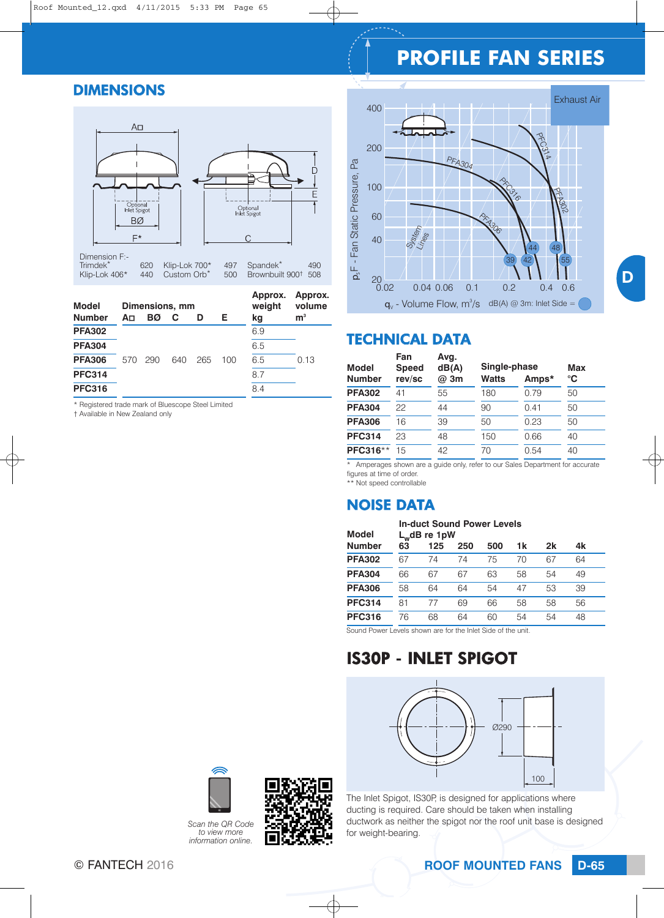# PROFILE FAN SERIES

## DIMENSIONS

A□

D

E

Optional Inlet Spigot

BØ

F*

Optional Inlet Spigot

C

Dimension F:-

| | | | | | |
|---|---|---|---|---|---|
| Trimdek* | 620 | Klip-Lok 700* | 497 | Spandek* | 490 |
| Klip-Lok 406* | 440 | Custom Orb* | 500 | Brownbuilt 900† | 508 |

| Model Number | Dimensions, mm A□ | BØ | C | D | E | Approx. weight kg | Approx. volume m³ |
|---|---|---|---|---|---|---|---|
| PFA302 | | | | | | 6.9 | |
| PFA304 | | | | | | 6.5 | |
| PFA306 | 570 | 290 | 640 | 265 | 100 | 6.5 | 0.13 |
| PFC314 | | | | | | 8.7 | |
| PFC316 | | | | | | 8.4 | |

\* Registered trade mark of Bluescope Steel Limited
† Available in New Zealand only

Exhaust Air

$p_sF$ - Fan Static Pressure, Pa

400
200
100
60
40
20

PFA304
PFC314
PFC316
PFA302
PFA306
System Lines

39 42 44 48 55

0.02 0.04 0.06 0.1 0.2 0.4 0.6

$q_v$ - Volume Flow, m³/s     dB(A) @ 3m: Inlet Side =

## TECHNICAL DATA

| Model Number | Fan Speed rev/sc | Avg. dB(A) @ 3m | Single-phase Watts | Amps* | Max °C |
|---|---|---|---|---|---|
| PFA302 | 41 | 55 | 180 | 0.79 | 50 |
| PFA304 | 22 | 44 | 90 | 0.41 | 50 |
| PFA306 | 16 | 39 | 50 | 0.23 | 50 |
| PFC314 | 23 | 48 | 150 | 0.66 | 40 |
| PFC316** | 15 | 42 | 70 | 0.54 | 40 |

\* Amperages shown are a guide only, refer to our Sales Department for accurate figures at time of order.
\*\* Not speed controllable

## NOISE DATA

| Model Number | In-duct Sound Power Levels $L_w$dB re 1pW 63 | 125 | 250 | 500 | 1k | 2k | 4k |
|---|---|---|---|---|---|---|---|
| PFA302 | 67 | 74 | 74 | 75 | 70 | 67 | 64 |
| PFA304 | 66 | 67 | 67 | 63 | 58 | 54 | 49 |
| PFA306 | 58 | 64 | 64 | 54 | 47 | 53 | 39 |
| PFC314 | 81 | 77 | 69 | 66 | 58 | 58 | 56 |
| PFC316 | 76 | 68 | 64 | 60 | 54 | 54 | 48 |

Sound Power Levels shown are for the Inlet Side of the unit.

## IS30P - INLET SPIGOT

Ø290

100

The Inlet Spigot, IS30P, is designed for applications where ducting is required. Care should be taken when installing ductwork as neither the spigot nor the roof unit base is designed for weight-bearing.

Scan the QR Code to view more information online.

© FANTECH 2016

ROOF MOUNTED FANS